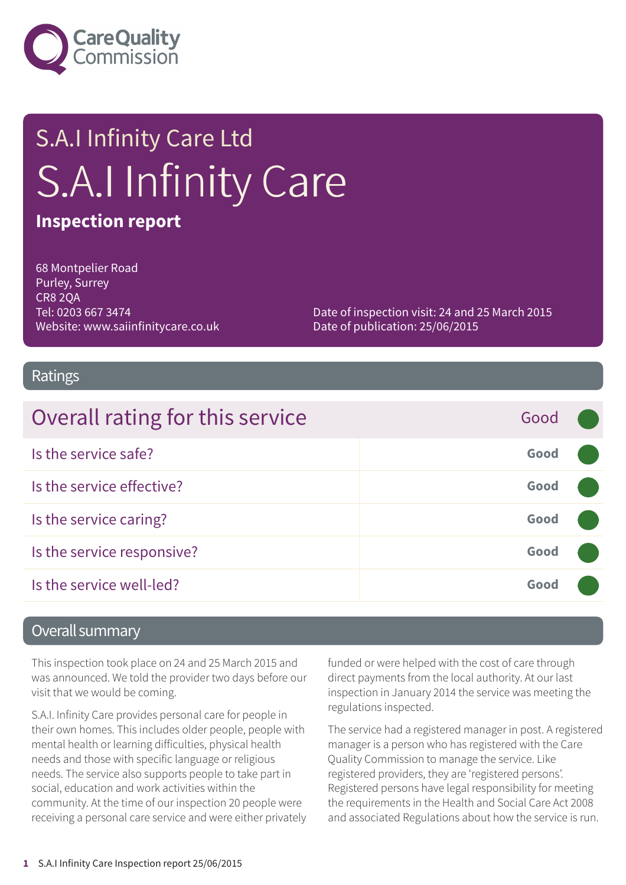Care Quality Commission

# S.A.I Infinity Care Ltd

# S.A.I Infinity Care

**Inspection report**

68 Montpelier Road
Purley, Surrey
CR8 2QA
Tel: 0203 667 3474
Website: www.saiinfinitycare.co.uk

Date of inspection visit: 24 and 25 March 2015
Date of publication: 25/06/2015

## Ratings

| Overall rating for this service | Good |
|---|---|
| Is the service safe? | Good |
| Is the service effective? | Good |
| Is the service caring? | Good |
| Is the service responsive? | Good |
| Is the service well-led? | Good |

## Overall summary

This inspection took place on 24 and 25 March 2015 and was announced. We told the provider two days before our visit that we would be coming.

S.A.I. Infinity Care provides personal care for people in their own homes. This includes older people, people with mental health or learning difficulties, physical health needs and those with specific language or religious needs. The service also supports people to take part in social, education and work activities within the community. At the time of our inspection 20 people were receiving a personal care service and were either privately funded or were helped with the cost of care through direct payments from the local authority. At our last inspection in January 2014 the service was meeting the regulations inspected.

The service had a registered manager in post. A registered manager is a person who has registered with the Care Quality Commission to manage the service. Like registered providers, they are 'registered persons'. Registered persons have legal responsibility for meeting the requirements in the Health and Social Care Act 2008 and associated Regulations about how the service is run.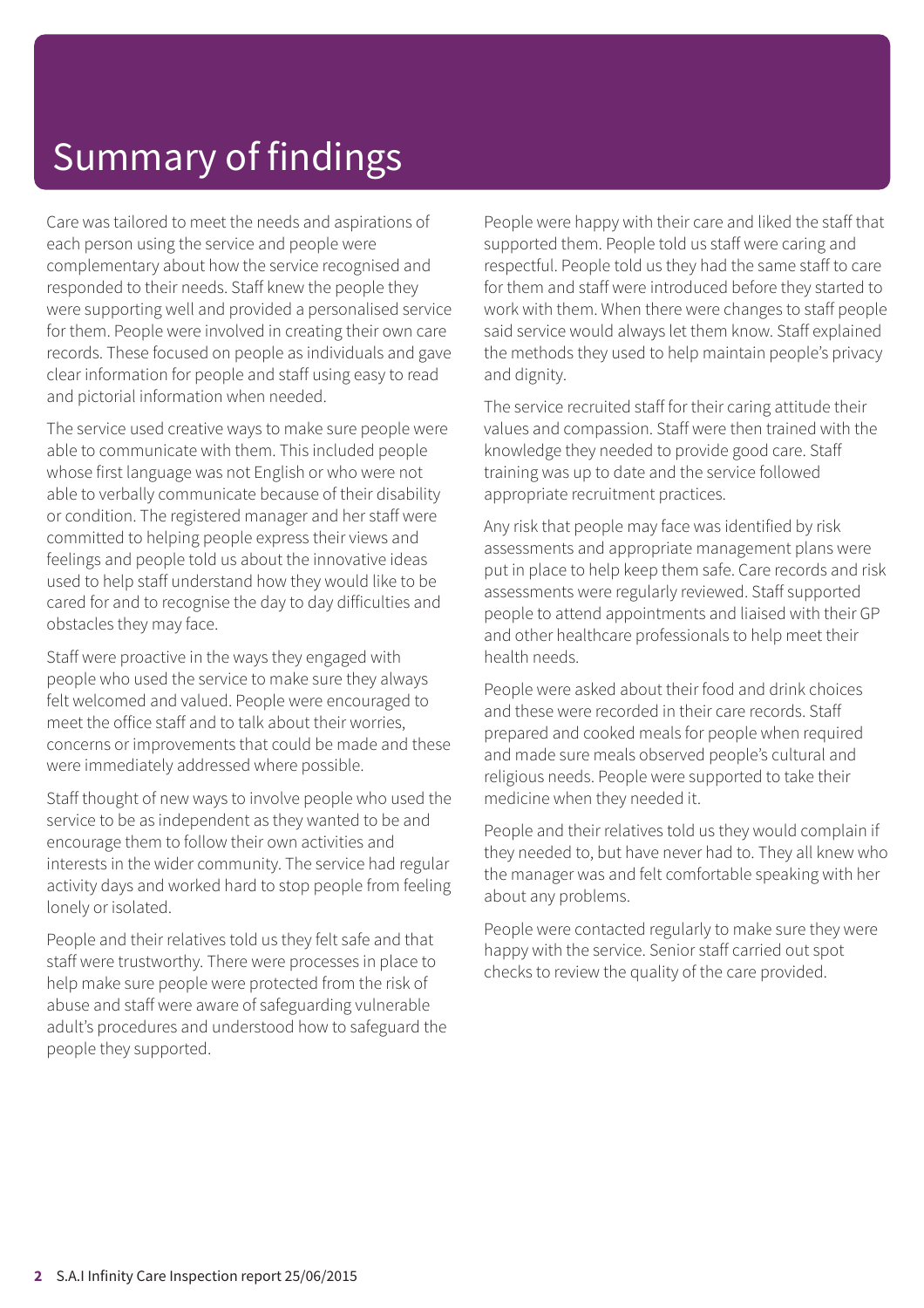# Summary of findings

Care was tailored to meet the needs and aspirations of each person using the service and people were complementary about how the service recognised and responded to their needs. Staff knew the people they were supporting well and provided a personalised service for them. People were involved in creating their own care records. These focused on people as individuals and gave clear information for people and staff using easy to read and pictorial information when needed.

The service used creative ways to make sure people were able to communicate with them. This included people whose first language was not English or who were not able to verbally communicate because of their disability or condition. The registered manager and her staff were committed to helping people express their views and feelings and people told us about the innovative ideas used to help staff understand how they would like to be cared for and to recognise the day to day difficulties and obstacles they may face.

Staff were proactive in the ways they engaged with people who used the service to make sure they always felt welcomed and valued. People were encouraged to meet the office staff and to talk about their worries, concerns or improvements that could be made and these were immediately addressed where possible.

Staff thought of new ways to involve people who used the service to be as independent as they wanted to be and encourage them to follow their own activities and interests in the wider community. The service had regular activity days and worked hard to stop people from feeling lonely or isolated.

People and their relatives told us they felt safe and that staff were trustworthy. There were processes in place to help make sure people were protected from the risk of abuse and staff were aware of safeguarding vulnerable adult's procedures and understood how to safeguard the people they supported.

People were happy with their care and liked the staff that supported them. People told us staff were caring and respectful. People told us they had the same staff to care for them and staff were introduced before they started to work with them. When there were changes to staff people said service would always let them know. Staff explained the methods they used to help maintain people's privacy and dignity.

The service recruited staff for their caring attitude their values and compassion. Staff were then trained with the knowledge they needed to provide good care. Staff training was up to date and the service followed appropriate recruitment practices.

Any risk that people may face was identified by risk assessments and appropriate management plans were put in place to help keep them safe. Care records and risk assessments were regularly reviewed. Staff supported people to attend appointments and liaised with their GP and other healthcare professionals to help meet their health needs.

People were asked about their food and drink choices and these were recorded in their care records. Staff prepared and cooked meals for people when required and made sure meals observed people's cultural and religious needs. People were supported to take their medicine when they needed it.

People and their relatives told us they would complain if they needed to, but have never had to. They all knew who the manager was and felt comfortable speaking with her about any problems.

People were contacted regularly to make sure they were happy with the service. Senior staff carried out spot checks to review the quality of the care provided.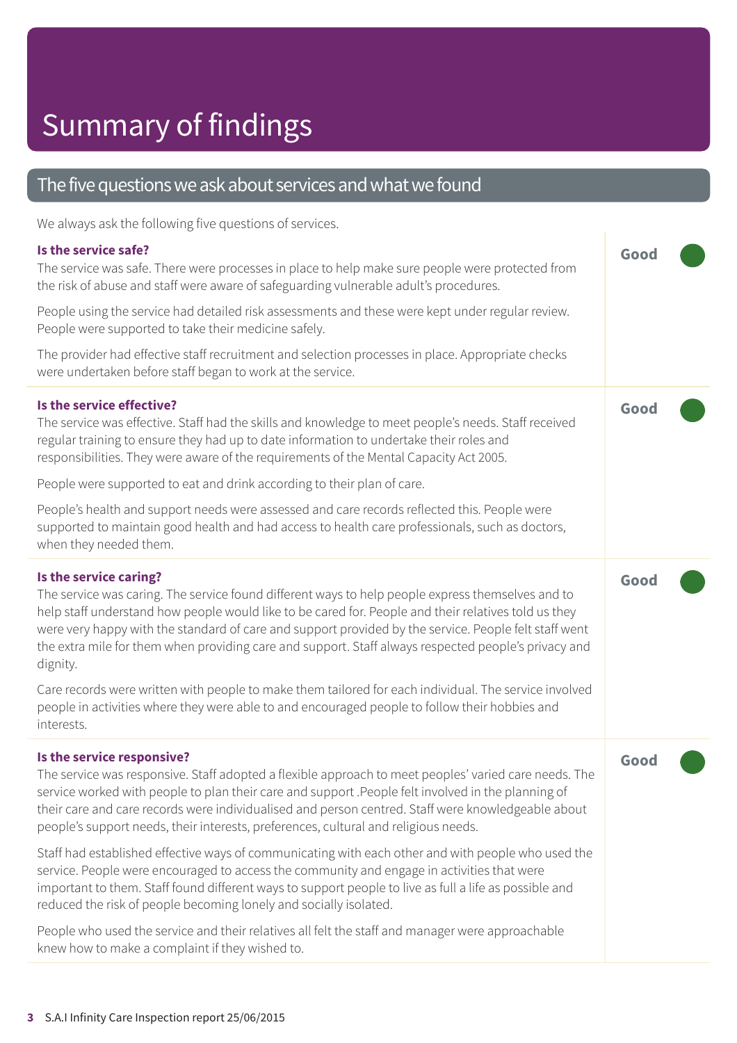# Summary of findings

## The five questions we ask about services and what we found

We always ask the following five questions of services.

### Is the service safe?

**Good**

The service was safe. There were processes in place to help make sure people were protected from the risk of abuse and staff were aware of safeguarding vulnerable adult's procedures.

People using the service had detailed risk assessments and these were kept under regular review. People were supported to take their medicine safely.

The provider had effective staff recruitment and selection processes in place. Appropriate checks were undertaken before staff began to work at the service.

### Is the service effective?

**Good**

The service was effective. Staff had the skills and knowledge to meet people's needs. Staff received regular training to ensure they had up to date information to undertake their roles and responsibilities. They were aware of the requirements of the Mental Capacity Act 2005.

People were supported to eat and drink according to their plan of care.

People's health and support needs were assessed and care records reflected this. People were supported to maintain good health and had access to health care professionals, such as doctors, when they needed them.

### Is the service caring?

**Good**

The service was caring. The service found different ways to help people express themselves and to help staff understand how people would like to be cared for. People and their relatives told us they were very happy with the standard of care and support provided by the service. People felt staff went the extra mile for them when providing care and support. Staff always respected people's privacy and dignity.

Care records were written with people to make them tailored for each individual. The service involved people in activities where they were able to and encouraged people to follow their hobbies and interests.

### Is the service responsive?

**Good**

The service was responsive. Staff adopted a flexible approach to meet peoples' varied care needs. The service worked with people to plan their care and support .People felt involved in the planning of their care and care records were individualised and person centred. Staff were knowledgeable about people's support needs, their interests, preferences, cultural and religious needs.

Staff had established effective ways of communicating with each other and with people who used the service. People were encouraged to access the community and engage in activities that were important to them. Staff found different ways to support people to live as full a life as possible and reduced the risk of people becoming lonely and socially isolated.

People who used the service and their relatives all felt the staff and manager were approachable knew how to make a complaint if they wished to.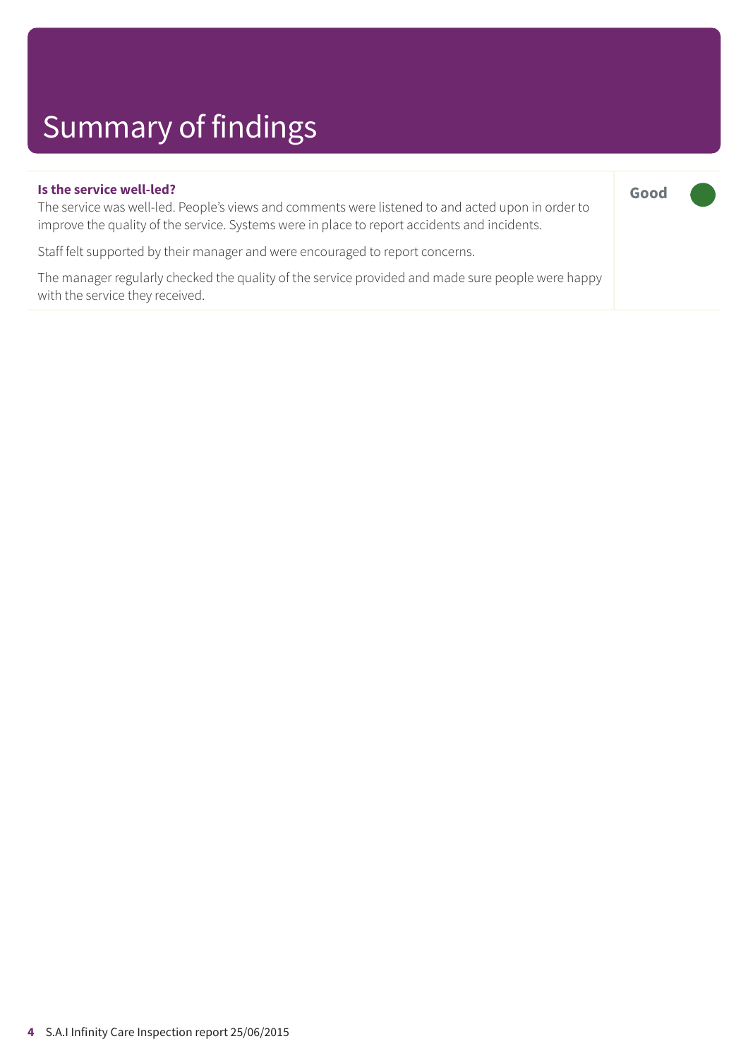# Summary of findings

**Is the service well-led?**

**Good**

The service was well-led. People's views and comments were listened to and acted upon in order to improve the quality of the service. Systems were in place to report accidents and incidents.

Staff felt supported by their manager and were encouraged to report concerns.

The manager regularly checked the quality of the service provided and made sure people were happy with the service they received.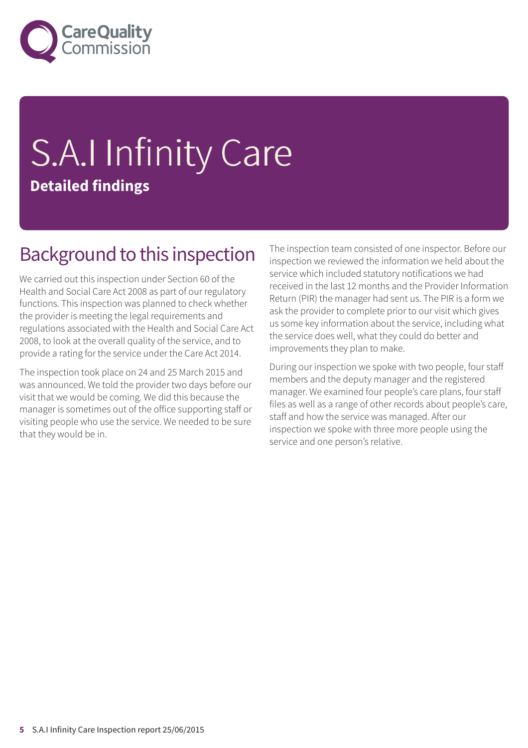# S.A.I Infinity Care

**Detailed findings**

## Background to this inspection

We carried out this inspection under Section 60 of the Health and Social Care Act 2008 as part of our regulatory functions. This inspection was planned to check whether the provider is meeting the legal requirements and regulations associated with the Health and Social Care Act 2008, to look at the overall quality of the service, and to provide a rating for the service under the Care Act 2014.

The inspection took place on 24 and 25 March 2015 and was announced. We told the provider two days before our visit that we would be coming. We did this because the manager is sometimes out of the office supporting staff or visiting people who use the service. We needed to be sure that they would be in.

The inspection team consisted of one inspector. Before our inspection we reviewed the information we held about the service which included statutory notifications we had received in the last 12 months and the Provider Information Return (PIR) the manager had sent us. The PIR is a form we ask the provider to complete prior to our visit which gives us some key information about the service, including what the service does well, what they could do better and improvements they plan to make.

During our inspection we spoke with two people, four staff members and the deputy manager and the registered manager. We examined four people's care plans, four staff files as well as a range of other records about people's care, staff and how the service was managed. After our inspection we spoke with three more people using the service and one person's relative.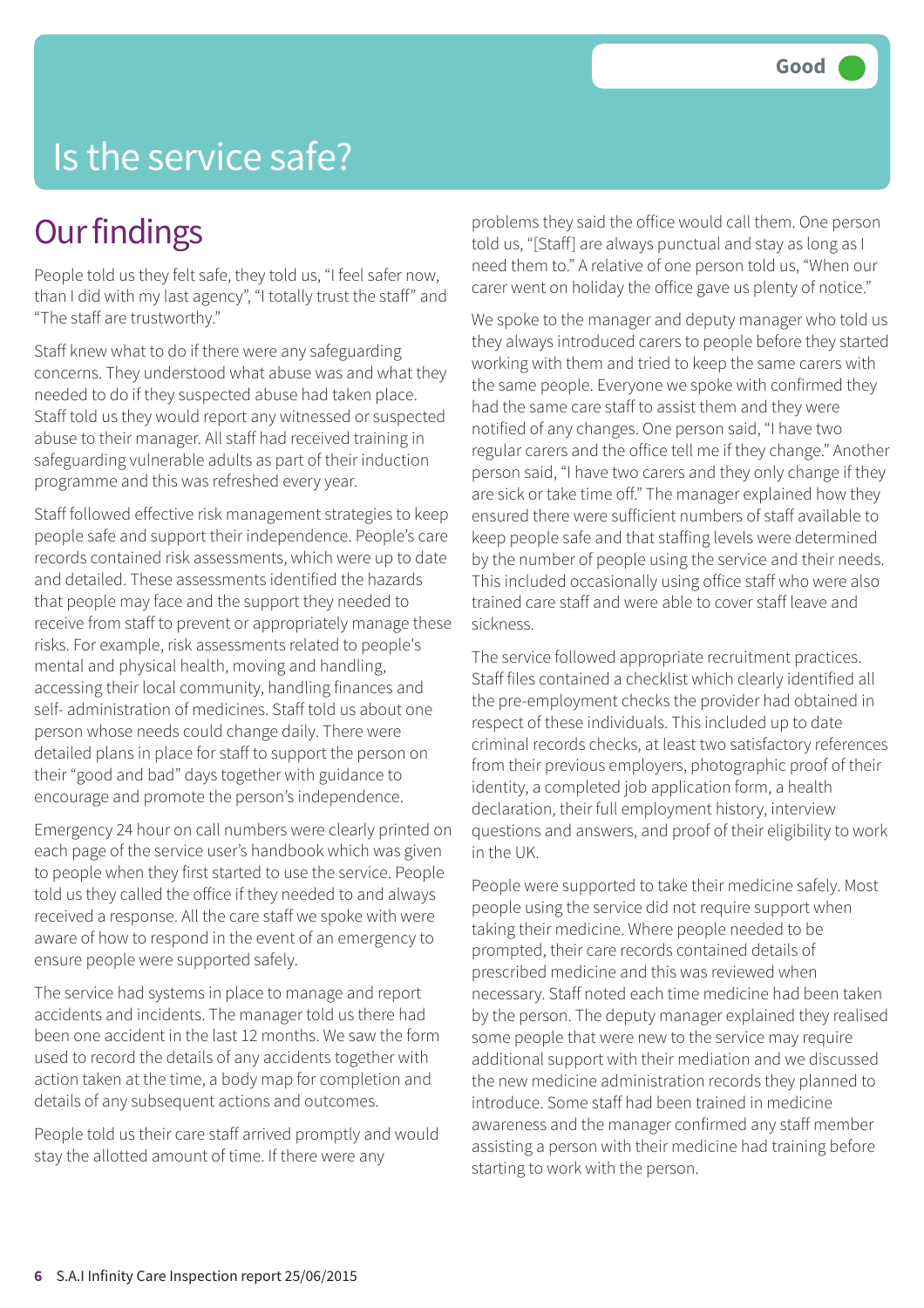Good

# Is the service safe?

## Our findings

People told us they felt safe, they told us, "I feel safer now, than I did with my last agency", "I totally trust the staff" and "The staff are trustworthy."

Staff knew what to do if there were any safeguarding concerns. They understood what abuse was and what they needed to do if they suspected abuse had taken place. Staff told us they would report any witnessed or suspected abuse to their manager. All staff had received training in safeguarding vulnerable adults as part of their induction programme and this was refreshed every year.

Staff followed effective risk management strategies to keep people safe and support their independence. People's care records contained risk assessments, which were up to date and detailed. These assessments identified the hazards that people may face and the support they needed to receive from staff to prevent or appropriately manage these risks. For example, risk assessments related to people's mental and physical health, moving and handling, accessing their local community, handling finances and self- administration of medicines. Staff told us about one person whose needs could change daily. There were detailed plans in place for staff to support the person on their "good and bad" days together with guidance to encourage and promote the person's independence.

Emergency 24 hour on call numbers were clearly printed on each page of the service user's handbook which was given to people when they first started to use the service. People told us they called the office if they needed to and always received a response. All the care staff we spoke with were aware of how to respond in the event of an emergency to ensure people were supported safely.

The service had systems in place to manage and report accidents and incidents. The manager told us there had been one accident in the last 12 months. We saw the form used to record the details of any accidents together with action taken at the time, a body map for completion and details of any subsequent actions and outcomes.

People told us their care staff arrived promptly and would stay the allotted amount of time. If there were any problems they said the office would call them. One person told us, "[Staff] are always punctual and stay as long as I need them to." A relative of one person told us, "When our carer went on holiday the office gave us plenty of notice."

We spoke to the manager and deputy manager who told us they always introduced carers to people before they started working with them and tried to keep the same carers with the same people. Everyone we spoke with confirmed they had the same care staff to assist them and they were notified of any changes. One person said, "I have two regular carers and the office tell me if they change." Another person said, "I have two carers and they only change if they are sick or take time off." The manager explained how they ensured there were sufficient numbers of staff available to keep people safe and that staffing levels were determined by the number of people using the service and their needs. This included occasionally using office staff who were also trained care staff and were able to cover staff leave and sickness.

The service followed appropriate recruitment practices. Staff files contained a checklist which clearly identified all the pre-employment checks the provider had obtained in respect of these individuals. This included up to date criminal records checks, at least two satisfactory references from their previous employers, photographic proof of their identity, a completed job application form, a health declaration, their full employment history, interview questions and answers, and proof of their eligibility to work in the UK.

People were supported to take their medicine safely. Most people using the service did not require support when taking their medicine. Where people needed to be prompted, their care records contained details of prescribed medicine and this was reviewed when necessary. Staff noted each time medicine had been taken by the person. The deputy manager explained they realised some people that were new to the service may require additional support with their mediation and we discussed the new medicine administration records they planned to introduce. Some staff had been trained in medicine awareness and the manager confirmed any staff member assisting a person with their medicine had training before starting to work with the person.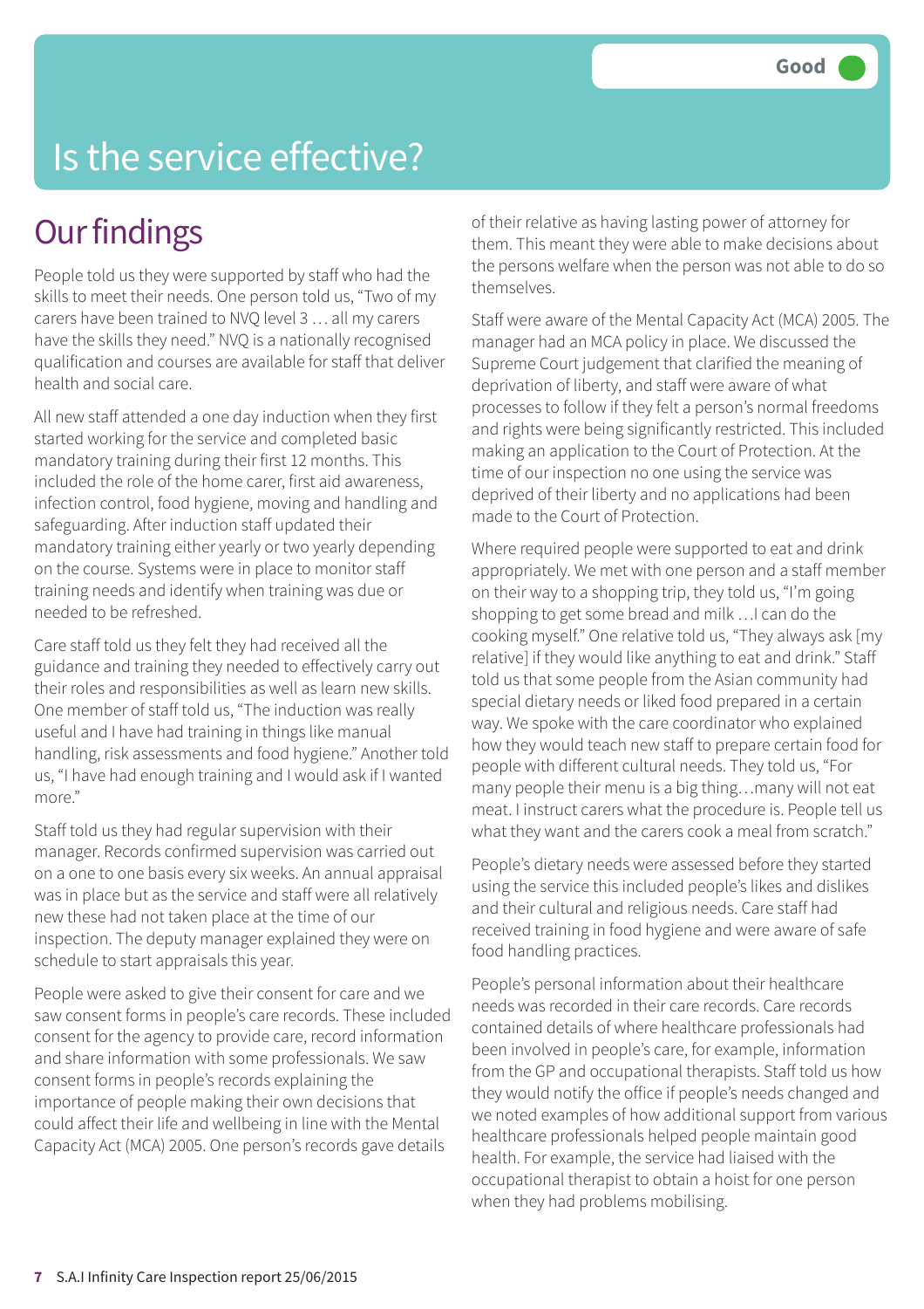Good

# Is the service effective?

## Our findings

People told us they were supported by staff who had the skills to meet their needs. One person told us, "Two of my carers have been trained to NVQ level 3 … all my carers have the skills they need." NVQ is a nationally recognised qualification and courses are available for staff that deliver health and social care.

All new staff attended a one day induction when they first started working for the service and completed basic mandatory training during their first 12 months. This included the role of the home carer, first aid awareness, infection control, food hygiene, moving and handling and safeguarding. After induction staff updated their mandatory training either yearly or two yearly depending on the course. Systems were in place to monitor staff training needs and identify when training was due or needed to be refreshed.

Care staff told us they felt they had received all the guidance and training they needed to effectively carry out their roles and responsibilities as well as learn new skills. One member of staff told us, "The induction was really useful and I have had training in things like manual handling, risk assessments and food hygiene." Another told us, "I have had enough training and I would ask if I wanted more."

Staff told us they had regular supervision with their manager. Records confirmed supervision was carried out on a one to one basis every six weeks. An annual appraisal was in place but as the service and staff were all relatively new these had not taken place at the time of our inspection. The deputy manager explained they were on schedule to start appraisals this year.

People were asked to give their consent for care and we saw consent forms in people's care records. These included consent for the agency to provide care, record information and share information with some professionals. We saw consent forms in people's records explaining the importance of people making their own decisions that could affect their life and wellbeing in line with the Mental Capacity Act (MCA) 2005. One person's records gave details of their relative as having lasting power of attorney for them. This meant they were able to make decisions about the persons welfare when the person was not able to do so themselves.

Staff were aware of the Mental Capacity Act (MCA) 2005. The manager had an MCA policy in place. We discussed the Supreme Court judgement that clarified the meaning of deprivation of liberty, and staff were aware of what processes to follow if they felt a person's normal freedoms and rights were being significantly restricted. This included making an application to the Court of Protection. At the time of our inspection no one using the service was deprived of their liberty and no applications had been made to the Court of Protection.

Where required people were supported to eat and drink appropriately. We met with one person and a staff member on their way to a shopping trip, they told us, "I'm going shopping to get some bread and milk …I can do the cooking myself." One relative told us, "They always ask [my relative] if they would like anything to eat and drink." Staff told us that some people from the Asian community had special dietary needs or liked food prepared in a certain way. We spoke with the care coordinator who explained how they would teach new staff to prepare certain food for people with different cultural needs. They told us, "For many people their menu is a big thing…many will not eat meat. I instruct carers what the procedure is. People tell us what they want and the carers cook a meal from scratch."

People's dietary needs were assessed before they started using the service this included people's likes and dislikes and their cultural and religious needs. Care staff had received training in food hygiene and were aware of safe food handling practices.

People's personal information about their healthcare needs was recorded in their care records. Care records contained details of where healthcare professionals had been involved in people's care, for example, information from the GP and occupational therapists. Staff told us how they would notify the office if people's needs changed and we noted examples of how additional support from various healthcare professionals helped people maintain good health. For example, the service had liaised with the occupational therapist to obtain a hoist for one person when they had problems mobilising.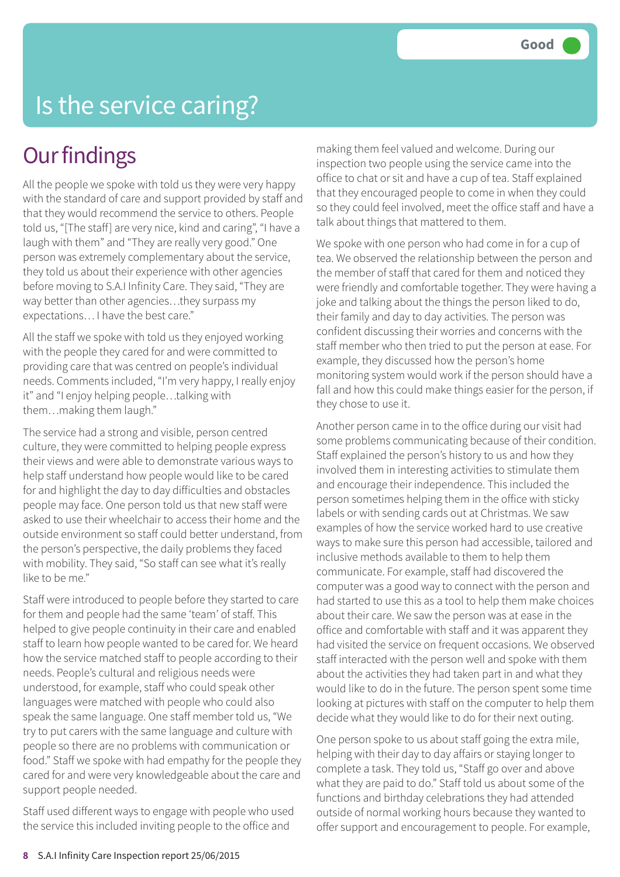Good

# Is the service caring?

## Our findings

All the people we spoke with told us they were very happy with the standard of care and support provided by staff and that they would recommend the service to others. People told us, "[The staff] are very nice, kind and caring", "I have a laugh with them" and "They are really very good." One person was extremely complementary about the service, they told us about their experience with other agencies before moving to S.A.I Infinity Care. They said, "They are way better than other agencies…they surpass my expectations… I have the best care."

All the staff we spoke with told us they enjoyed working with the people they cared for and were committed to providing care that was centred on people's individual needs. Comments included, "I'm very happy, I really enjoy it" and "I enjoy helping people…talking with them…making them laugh."

The service had a strong and visible, person centred culture, they were committed to helping people express their views and were able to demonstrate various ways to help staff understand how people would like to be cared for and highlight the day to day difficulties and obstacles people may face. One person told us that new staff were asked to use their wheelchair to access their home and the outside environment so staff could better understand, from the person's perspective, the daily problems they faced with mobility. They said, "So staff can see what it's really like to be me."

Staff were introduced to people before they started to care for them and people had the same 'team' of staff. This helped to give people continuity in their care and enabled staff to learn how people wanted to be cared for. We heard how the service matched staff to people according to their needs. People's cultural and religious needs were understood, for example, staff who could speak other languages were matched with people who could also speak the same language. One staff member told us, "We try to put carers with the same language and culture with people so there are no problems with communication or food." Staff we spoke with had empathy for the people they cared for and were very knowledgeable about the care and support people needed.

Staff used different ways to engage with people who used the service this included inviting people to the office and making them feel valued and welcome. During our inspection two people using the service came into the office to chat or sit and have a cup of tea. Staff explained that they encouraged people to come in when they could so they could feel involved, meet the office staff and have a talk about things that mattered to them.

We spoke with one person who had come in for a cup of tea. We observed the relationship between the person and the member of staff that cared for them and noticed they were friendly and comfortable together. They were having a joke and talking about the things the person liked to do, their family and day to day activities. The person was confident discussing their worries and concerns with the staff member who then tried to put the person at ease. For example, they discussed how the person's home monitoring system would work if the person should have a fall and how this could make things easier for the person, if they chose to use it.

Another person came in to the office during our visit had some problems communicating because of their condition. Staff explained the person's history to us and how they involved them in interesting activities to stimulate them and encourage their independence. This included the person sometimes helping them in the office with sticky labels or with sending cards out at Christmas. We saw examples of how the service worked hard to use creative ways to make sure this person had accessible, tailored and inclusive methods available to them to help them communicate. For example, staff had discovered the computer was a good way to connect with the person and had started to use this as a tool to help them make choices about their care. We saw the person was at ease in the office and comfortable with staff and it was apparent they had visited the service on frequent occasions. We observed staff interacted with the person well and spoke with them about the activities they had taken part in and what they would like to do in the future. The person spent some time looking at pictures with staff on the computer to help them decide what they would like to do for their next outing.

One person spoke to us about staff going the extra mile, helping with their day to day affairs or staying longer to complete a task. They told us, "Staff go over and above what they are paid to do." Staff told us about some of the functions and birthday celebrations they had attended outside of normal working hours because they wanted to offer support and encouragement to people. For example,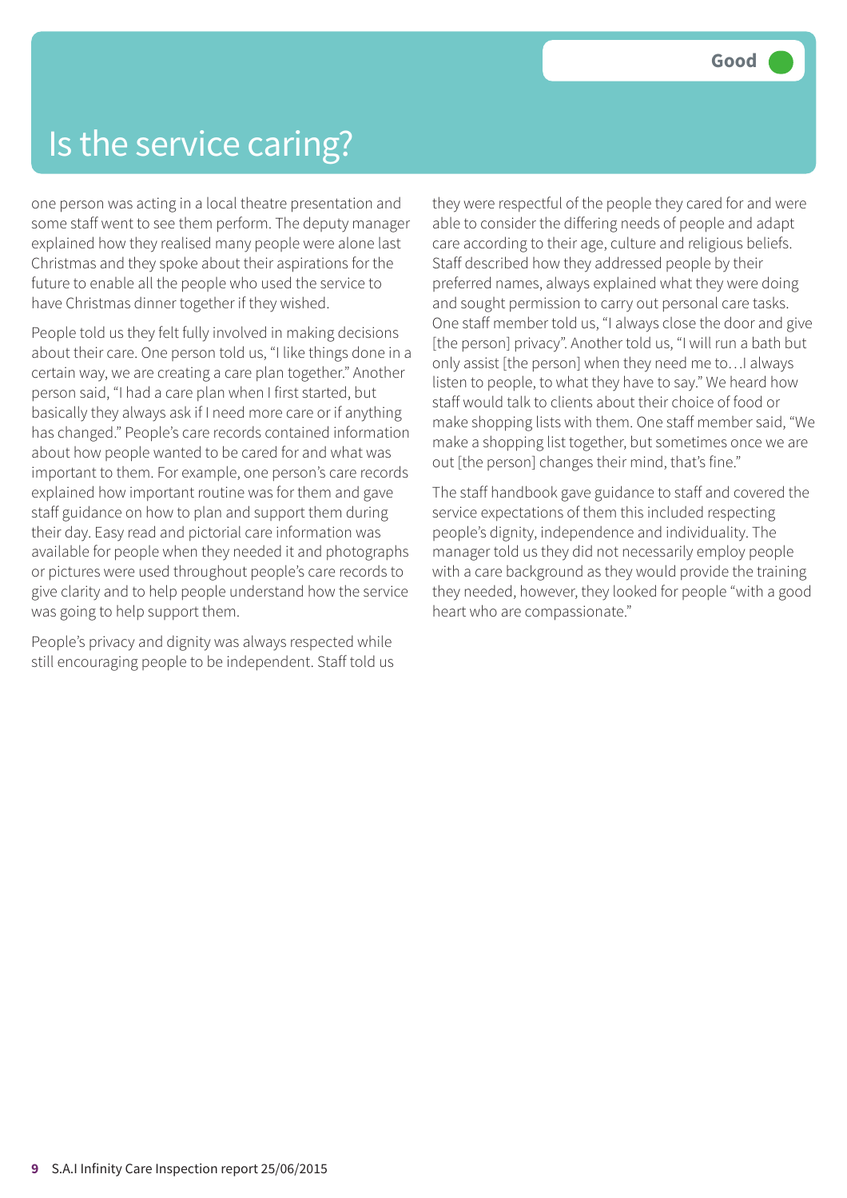# Is the service caring?

Good

one person was acting in a local theatre presentation and some staff went to see them perform. The deputy manager explained how they realised many people were alone last Christmas and they spoke about their aspirations for the future to enable all the people who used the service to have Christmas dinner together if they wished.

People told us they felt fully involved in making decisions about their care. One person told us, "I like things done in a certain way, we are creating a care plan together." Another person said, "I had a care plan when I first started, but basically they always ask if I need more care or if anything has changed." People's care records contained information about how people wanted to be cared for and what was important to them. For example, one person's care records explained how important routine was for them and gave staff guidance on how to plan and support them during their day. Easy read and pictorial care information was available for people when they needed it and photographs or pictures were used throughout people's care records to give clarity and to help people understand how the service was going to help support them.

People's privacy and dignity was always respected while still encouraging people to be independent. Staff told us they were respectful of the people they cared for and were able to consider the differing needs of people and adapt care according to their age, culture and religious beliefs. Staff described how they addressed people by their preferred names, always explained what they were doing and sought permission to carry out personal care tasks. One staff member told us, "I always close the door and give [the person] privacy". Another told us, "I will run a bath but only assist [the person] when they need me to…I always listen to people, to what they have to say." We heard how staff would talk to clients about their choice of food or make shopping lists with them. One staff member said, "We make a shopping list together, but sometimes once we are out [the person] changes their mind, that's fine."

The staff handbook gave guidance to staff and covered the service expectations of them this included respecting people's dignity, independence and individuality. The manager told us they did not necessarily employ people with a care background as they would provide the training they needed, however, they looked for people "with a good heart who are compassionate."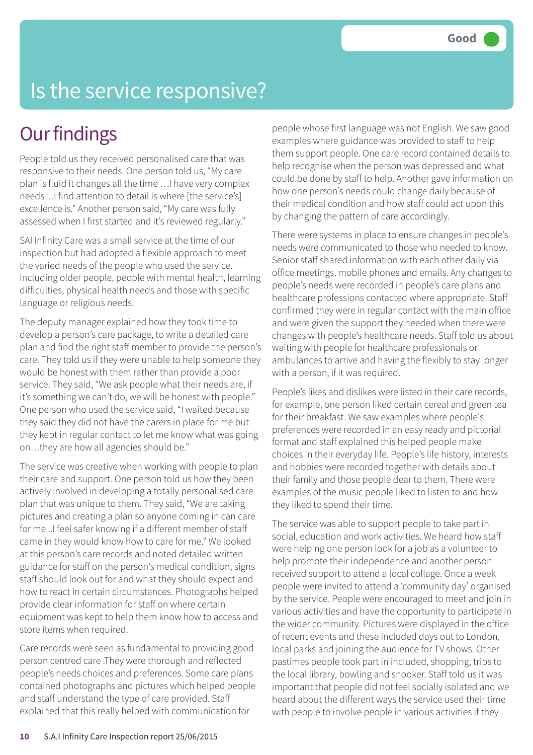Good

# Is the service responsive?

## Our findings

People told us they received personalised care that was responsive to their needs. One person told us, "My care plan is fluid it changes all the time …I have very complex needs…I find attention to detail is where [the service's] excellence is." Another person said, "My care was fully assessed when I first started and it's reviewed regularly."

SAI Infinity Care was a small service at the time of our inspection but had adopted a flexible approach to meet the varied needs of the people who used the service. Including older people, people with mental health, learning difficulties, physical health needs and those with specific language or religious needs.

The deputy manager explained how they took time to develop a person's care package, to write a detailed care plan and find the right staff member to provide the person's care. They told us if they were unable to help someone they would be honest with them rather than provide a poor service. They said, "We ask people what their needs are, if it's something we can't do, we will be honest with people." One person who used the service said, "I waited because they said they did not have the carers in place for me but they kept in regular contact to let me know what was going on…they are how all agencies should be."

The service was creative when working with people to plan their care and support. One person told us how they been actively involved in developing a totally personalised care plan that was unique to them. They said, "We are taking pictures and creating a plan so anyone coming in can care for me...I feel safer knowing if a different member of staff came in they would know how to care for me." We looked at this person's care records and noted detailed written guidance for staff on the person's medical condition, signs staff should look out for and what they should expect and how to react in certain circumstances. Photographs helped provide clear information for staff on where certain equipment was kept to help them know how to access and store items when required.

Care records were seen as fundamental to providing good person centred care .They were thorough and reflected people's needs choices and preferences. Some care plans contained photographs and pictures which helped people and staff understand the type of care provided. Staff explained that this really helped with communication for people whose first language was not English. We saw good examples where guidance was provided to staff to help them support people. One care record contained details to help recognise when the person was depressed and what could be done by staff to help. Another gave information on how one person's needs could change daily because of their medical condition and how staff could act upon this by changing the pattern of care accordingly.

There were systems in place to ensure changes in people's needs were communicated to those who needed to know. Senior staff shared information with each other daily via office meetings, mobile phones and emails. Any changes to people's needs were recorded in people's care plans and healthcare professions contacted where appropriate. Staff confirmed they were in regular contact with the main office and were given the support they needed when there were changes with people's healthcare needs. Staff told us about waiting with people for healthcare professionals or ambulances to arrive and having the flexibly to stay longer with a person, if it was required.

People's likes and dislikes were listed in their care records, for example, one person liked certain cereal and green tea for their breakfast. We saw examples where people's preferences were recorded in an easy ready and pictorial format and staff explained this helped people make choices in their everyday life. People's life history, interests and hobbies were recorded together with details about their family and those people dear to them. There were examples of the music people liked to listen to and how they liked to spend their time.

The service was able to support people to take part in social, education and work activities. We heard how staff were helping one person look for a job as a volunteer to help promote their independence and another person received support to attend a local collage. Once a week people were invited to attend a 'community day' organised by the service. People were encouraged to meet and join in various activities and have the opportunity to participate in the wider community. Pictures were displayed in the office of recent events and these included days out to London, local parks and joining the audience for TV shows. Other pastimes people took part in included, shopping, trips to the local library, bowling and snooker. Staff told us it was important that people did not feel socially isolated and we heard about the different ways the service used their time with people to involve people in various activities if they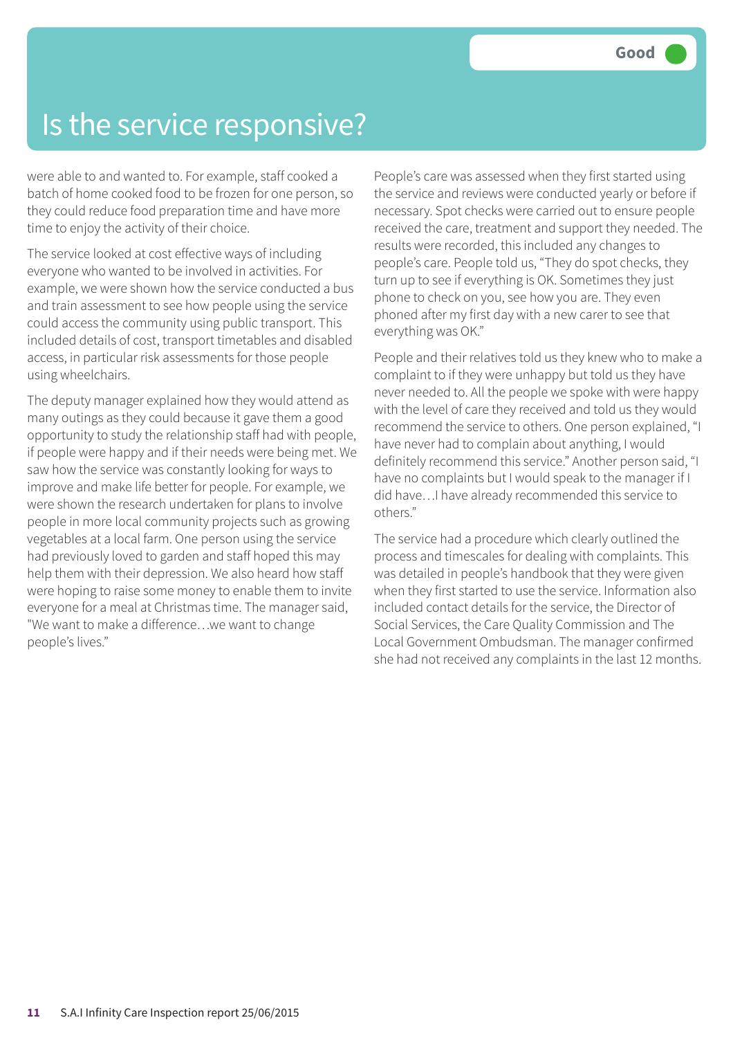# Is the service responsive?

Good

were able to and wanted to. For example, staff cooked a batch of home cooked food to be frozen for one person, so they could reduce food preparation time and have more time to enjoy the activity of their choice.

The service looked at cost effective ways of including everyone who wanted to be involved in activities. For example, we were shown how the service conducted a bus and train assessment to see how people using the service could access the community using public transport. This included details of cost, transport timetables and disabled access, in particular risk assessments for those people using wheelchairs.

The deputy manager explained how they would attend as many outings as they could because it gave them a good opportunity to study the relationship staff had with people, if people were happy and if their needs were being met. We saw how the service was constantly looking for ways to improve and make life better for people. For example, we were shown the research undertaken for plans to involve people in more local community projects such as growing vegetables at a local farm. One person using the service had previously loved to garden and staff hoped this may help them with their depression. We also heard how staff were hoping to raise some money to enable them to invite everyone for a meal at Christmas time. The manager said, "We want to make a difference…we want to change people's lives."

People's care was assessed when they first started using the service and reviews were conducted yearly or before if necessary. Spot checks were carried out to ensure people received the care, treatment and support they needed. The results were recorded, this included any changes to people's care. People told us, "They do spot checks, they turn up to see if everything is OK. Sometimes they just phone to check on you, see how you are. They even phoned after my first day with a new carer to see that everything was OK."

People and their relatives told us they knew who to make a complaint to if they were unhappy but told us they have never needed to. All the people we spoke with were happy with the level of care they received and told us they would recommend the service to others. One person explained, "I have never had to complain about anything, I would definitely recommend this service." Another person said, "I have no complaints but I would speak to the manager if I did have…I have already recommended this service to others."

The service had a procedure which clearly outlined the process and timescales for dealing with complaints. This was detailed in people's handbook that they were given when they first started to use the service. Information also included contact details for the service, the Director of Social Services, the Care Quality Commission and The Local Government Ombudsman. The manager confirmed she had not received any complaints in the last 12 months.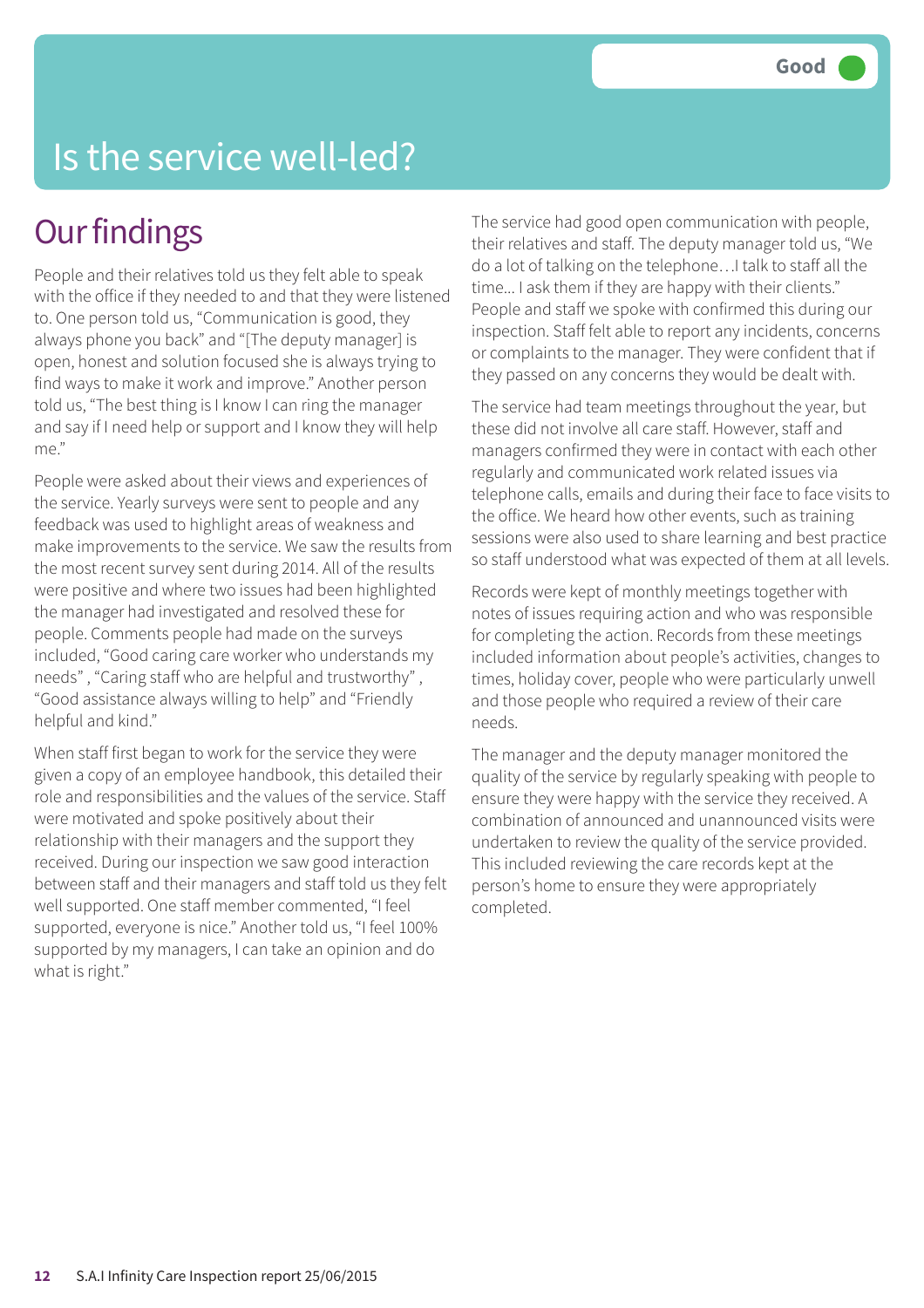Good

# Is the service well-led?

## Our findings

People and their relatives told us they felt able to speak with the office if they needed to and that they were listened to. One person told us, "Communication is good, they always phone you back" and "[The deputy manager] is open, honest and solution focused she is always trying to find ways to make it work and improve." Another person told us, "The best thing is I know I can ring the manager and say if I need help or support and I know they will help me."

People were asked about their views and experiences of the service. Yearly surveys were sent to people and any feedback was used to highlight areas of weakness and make improvements to the service. We saw the results from the most recent survey sent during 2014. All of the results were positive and where two issues had been highlighted the manager had investigated and resolved these for people. Comments people had made on the surveys included, "Good caring care worker who understands my needs" , "Caring staff who are helpful and trustworthy" , "Good assistance always willing to help" and "Friendly helpful and kind."

When staff first began to work for the service they were given a copy of an employee handbook, this detailed their role and responsibilities and the values of the service. Staff were motivated and spoke positively about their relationship with their managers and the support they received. During our inspection we saw good interaction between staff and their managers and staff told us they felt well supported. One staff member commented, "I feel supported, everyone is nice." Another told us, "I feel 100% supported by my managers, I can take an opinion and do what is right."

The service had good open communication with people, their relatives and staff. The deputy manager told us, "We do a lot of talking on the telephone…I talk to staff all the time... I ask them if they are happy with their clients." People and staff we spoke with confirmed this during our inspection. Staff felt able to report any incidents, concerns or complaints to the manager. They were confident that if they passed on any concerns they would be dealt with.

The service had team meetings throughout the year, but these did not involve all care staff. However, staff and managers confirmed they were in contact with each other regularly and communicated work related issues via telephone calls, emails and during their face to face visits to the office. We heard how other events, such as training sessions were also used to share learning and best practice so staff understood what was expected of them at all levels.

Records were kept of monthly meetings together with notes of issues requiring action and who was responsible for completing the action. Records from these meetings included information about people's activities, changes to times, holiday cover, people who were particularly unwell and those people who required a review of their care needs.

The manager and the deputy manager monitored the quality of the service by regularly speaking with people to ensure they were happy with the service they received. A combination of announced and unannounced visits were undertaken to review the quality of the service provided. This included reviewing the care records kept at the person's home to ensure they were appropriately completed.